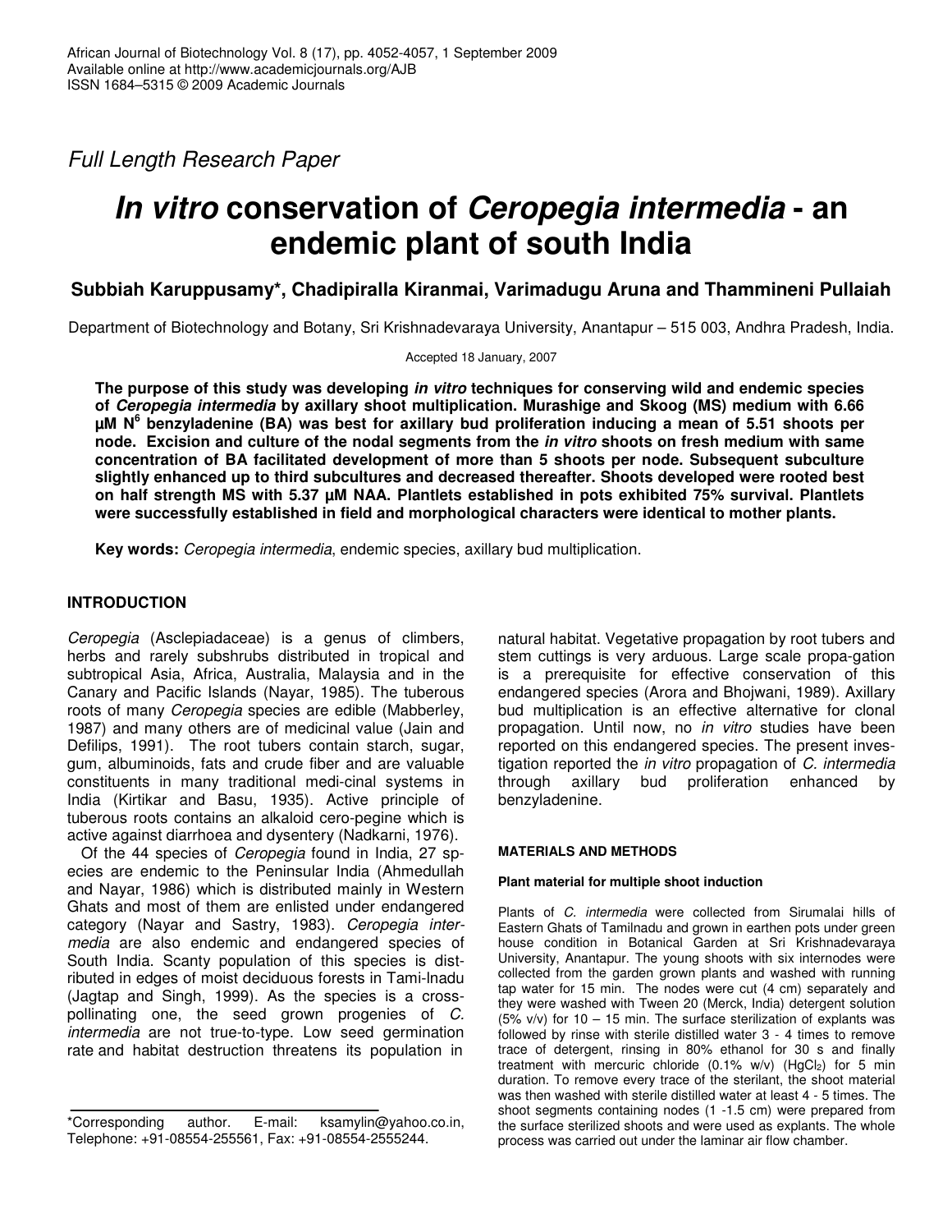*Full Length Research Paper*

# *In vitro* conservation of *Ceropegia intermedia* - an endemic plant of south India

**Subbiah Karuppusamy\*, Chadipiralla Kiranmai, Varimadugu Aruna and Thammineni Pullaiah**

Department of Biotechnology and Botany, Sri Krishnadevaraya University, Anantapur – 515 003, Andhra Pradesh, India.

Accepted 18 January, 2007

**The purpose of this study was developing *in vitro* techniques for conserving wild and endemic species of *Ceropegia intermedia* by axillary shoot multiplication. Murashige and Skoog (MS) medium with 6.66 µM $N^6$ benzyladenine (BA) was best for axillary bud proliferation inducing a mean of 5.51 shoots per node. Excision and culture of the nodal segments from the *in vitro* shoots on fresh medium with same concentration of BA facilitated development of more than 5 shoots per node. Subsequent subculture slightly enhanced up to third subcultures and decreased thereafter. Shoots developed were rooted best on half strength MS with 5.37 µM NAA. Plantlets established in pots exhibited 75% survival. Plantlets were successfully established in field and morphological characters were identical to mother plants.**

**Key words:** *Ceropegia intermedia*, endemic species, axillary bud multiplication.

## INTRODUCTION

*Ceropegia* (Asclepiadaceae) is a genus of climbers, herbs and rarely subshrubs distributed in tropical and subtropical Asia, Africa, Australia, Malaysia and in the Canary and Pacific Islands (Nayar, 1985). The tuberous roots of many *Ceropegia* species are edible (Mabberley, 1987) and many others are of medicinal value (Jain and Defilips, 1991). The root tubers contain starch, sugar, gum, albuminoids, fats and crude fiber and are valuable constituents in many traditional medi-cinal systems in India (Kirtikar and Basu, 1935). Active principle of tuberous roots contains an alkaloid cero-pegine which is active against diarrhoea and dysentery (Nadkarni, 1976).

Of the 44 species of *Ceropegia* found in India, 27 sp-ecies are endemic to the Peninsular India (Ahmedullah and Nayar, 1986) which is distributed mainly in Western Ghats and most of them are enlisted under endangered category (Nayar and Sastry, 1983). *Ceropegia inter-media* are also endemic and endangered species of South India. Scanty population of this species is dist-ributed in edges of moist deciduous forests in Tami-lnadu (Jagtap and Singh, 1999). As the species is a cross-pollinating one, the seed grown progenies of *C. intermedia* are not true-to-type. Low seed germination rate and habitat destruction threatens its population in natural habitat. Vegetative propagation by root tubers and stem cuttings is very arduous. Large scale propa-gation is a prerequisite for effective conservation of this endangered species (Arora and Bhojwani, 1989). Axillary bud multiplication is an effective alternative for clonal propagation. Until now, no *in vitro* studies have been reported on this endangered species. The present inves-tigation reported the *in vitro* propagation of *C. intermedia* through axillary bud proliferation enhanced by benzyladenine.

## MATERIALS AND METHODS

### Plant material for multiple shoot induction

Plants of *C. intermedia* were collected from Sirumalai hills of Eastern Ghats of Tamilnadu and grown in earthen pots under green house condition in Botanical Garden at Sri Krishnadevaraya University, Anantapur. The young shoots with six internodes were collected from the garden grown plants and washed with running tap water for 15 min. The nodes were cut (4 cm) separately and they were washed with Tween 20 (Merck, India) detergent solution (5% v/v) for 10 – 15 min. The surface sterilization of explants was followed by rinse with sterile distilled water 3 - 4 times to remove trace of detergent, rinsing in 80% ethanol for 30 s and finally treatment with mercuric chloride (0.1% w/v) ($HgCl_2$) for 5 min duration. To remove every trace of the sterilant, the shoot material was then washed with sterile distilled water at least 4 - 5 times. The shoot segments containing nodes (1 -1.5 cm) were prepared from the surface sterilized shoots and were used as explants. The whole process was carried out under the laminar air flow chamber.

\*Corresponding author. E-mail: ksamylin@yahoo.co.in, Telephone: +91-08554-255561, Fax: +91-08554-2555244.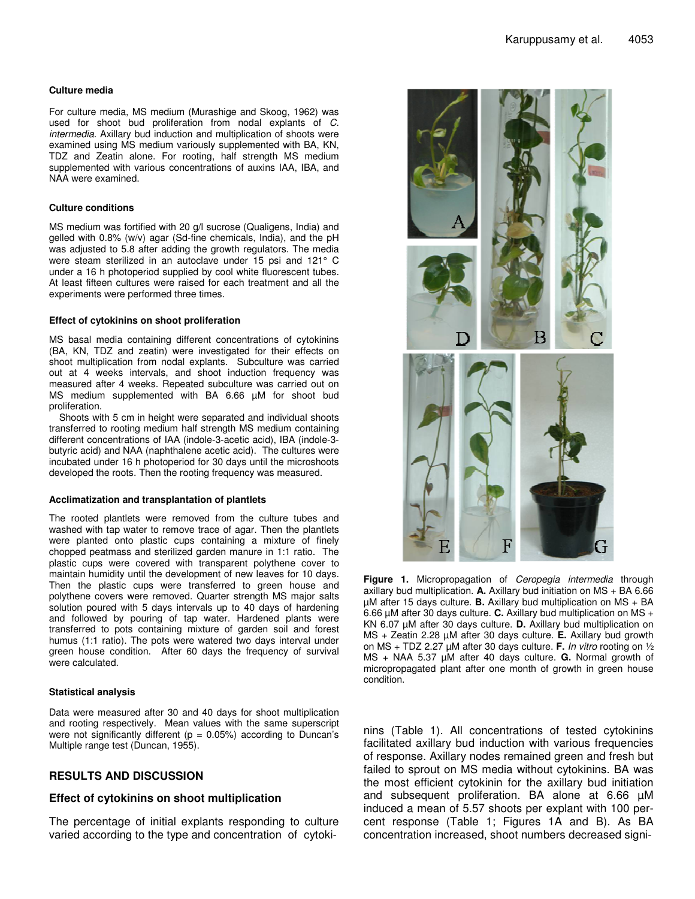### Culture media

For culture media, MS medium (Murashige and Skoog, 1962) was used for shoot bud proliferation from nodal explants of *C. intermedia*. Axillary bud induction and multiplication of shoots were examined using MS medium variously supplemented with BA, KN, TDZ and Zeatin alone. For rooting, half strength MS medium supplemented with various concentrations of auxins IAA, IBA, and NAA were examined.

### Culture conditions

MS medium was fortified with 20 g/l sucrose (Qualigens, India) and gelled with 0.8% (w/v) agar (Sd-fine chemicals, India), and the pH was adjusted to 5.8 after adding the growth regulators. The media were steam sterilized in an autoclave under 15 psi and 121° C under a 16 h photoperiod supplied by cool white fluorescent tubes. At least fifteen cultures were raised for each treatment and all the experiments were performed three times.

### Effect of cytokinins on shoot proliferation

MS basal media containing different concentrations of cytokinins (BA, KN, TDZ and zeatin) were investigated for their effects on shoot multiplication from nodal explants. Subculture was carried out at 4 weeks intervals, and shoot induction frequency was measured after 4 weeks. Repeated subculture was carried out on MS medium supplemented with BA 6.66 µM for shoot bud proliferation.

Shoots with 5 cm in height were separated and individual shoots transferred to rooting medium half strength MS medium containing different concentrations of IAA (indole-3-acetic acid), IBA (indole-3-butyric acid) and NAA (naphthalene acetic acid). The cultures were incubated under 16 h photoperiod for 30 days until the microshoots developed the roots. Then the rooting frequency was measured.

### Acclimatization and transplantation of plantlets

The rooted plantlets were removed from the culture tubes and washed with tap water to remove trace of agar. Then the plantlets were planted onto plastic cups containing a mixture of finely chopped peatmass and sterilized garden manure in 1:1 ratio. The plastic cups were covered with transparent polythene cover to maintain humidity until the development of new leaves for 10 days. Then the plastic cups were transferred to green house and polythene covers were removed. Quarter strength MS major salts solution poured with 5 days intervals up to 40 days of hardening and followed by pouring of tap water. Hardened plants were transferred to pots containing mixture of garden soil and forest humus (1:1 ratio). The pots were watered two days interval under green house condition. After 60 days the frequency of survival were calculated.

### Statistical analysis

Data were measured after 30 and 40 days for shoot multiplication and rooting respectively. Mean values with the same superscript were not significantly different (p = 0.05%) according to Duncan's Multiple range test (Duncan, 1955).

## RESULTS AND DISCUSSION

### Effect of cytokinins on shoot multiplication

The percentage of initial explants responding to culture varied according to the type and concentration of cytokinins (Table 1). All concentrations of tested cytokinins facilitated axillary bud induction with various frequencies of response. Axillary nodes remained green and fresh but failed to sprout on MS media without cytokinins. BA was the most efficient cytokinin for the axillary bud initiation and subsequent proliferation. BA alone at 6.66 µM induced a mean of 5.57 shoots per explant with 100 percent response (Table 1; Figures 1A and B). As BA concentration increased, shoot numbers decreased signi-

**Figure 1.** Micropropagation of *Ceropegia intermedia* through axillary bud multiplication. **A.** Axillary bud initiation on MS + BA 6.66 µM after 15 days culture. **B.** Axillary bud multiplication on MS + BA 6.66 µM after 30 days culture. **C.** Axillary bud multiplication on MS + KN 6.07 µM after 30 days culture. **D.** Axillary bud multiplication on MS + Zeatin 2.28 µM after 30 days culture. **E.** Axillary bud growth on MS + TDZ 2.27 µM after 30 days culture. **F.** *In vitro* rooting on ½ MS + NAA 5.37 µM after 40 days culture. **G.** Normal growth of micropropagated plant after one month of growth in green house condition.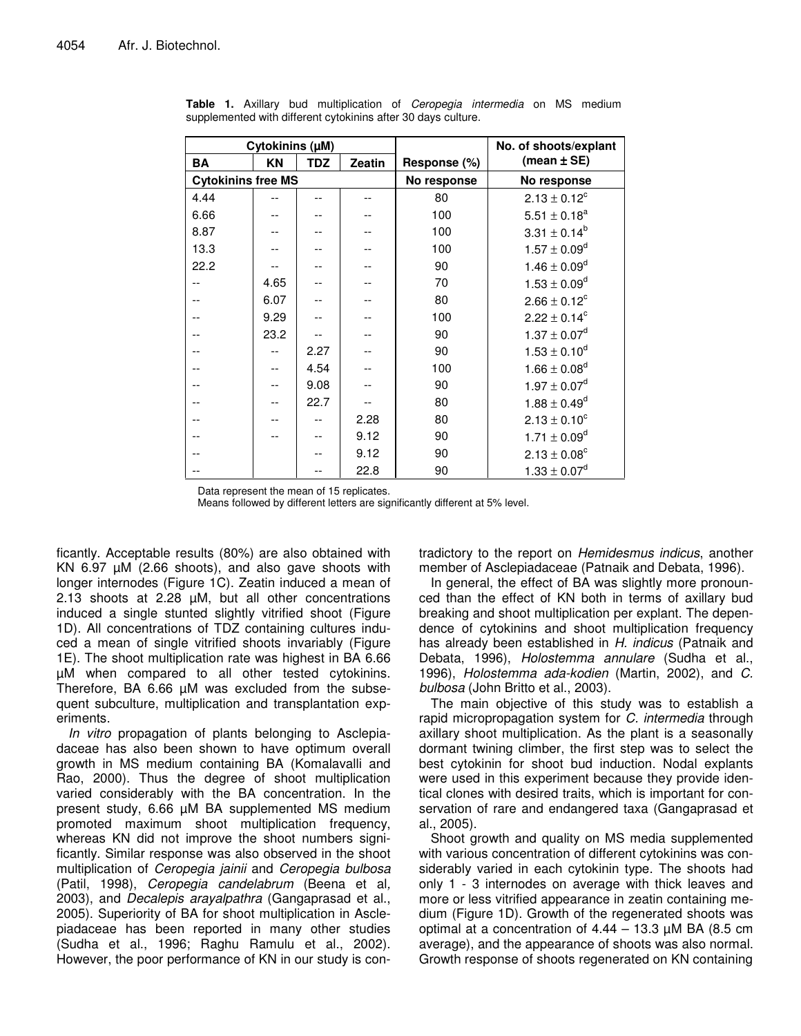**Table 1.** Axillary bud multiplication of *Ceropegia intermedia* on MS medium supplemented with different cytokinins after 30 days culture.

| Cytokinins (µM) | | | | Response (%) | No. of shoots/explant (mean ± SE) |
|---|---|---|---|---|---|
| BA | KN | TDZ | Zeatin | | |
| Cytokinins free MS | | | | No response | No response |
| 4.44 | -- | -- | -- | 80 | $2.13 \pm 0.12^{c}$ |
| 6.66 | -- | -- | -- | 100 | $5.51 \pm 0.18^{a}$ |
| 8.87 | -- | -- | -- | 100 | $3.31 \pm 0.14^{b}$ |
| 13.3 | -- | -- | -- | 100 | $1.57 \pm 0.09^{d}$ |
| 22.2 | -- | -- | -- | 90 | $1.46 \pm 0.09^{d}$ |
| -- | 4.65 | -- | -- | 70 | $1.53 \pm 0.09^{d}$ |
| -- | 6.07 | -- | -- | 80 | $2.66 \pm 0.12^{c}$ |
| -- | 9.29 | -- | -- | 100 | $2.22 \pm 0.14^{c}$ |
| -- | 23.2 | -- | -- | 90 | $1.37 \pm 0.07^{d}$ |
| -- | -- | 2.27 | -- | 90 | $1.53 \pm 0.10^{d}$ |
| -- | -- | 4.54 | -- | 100 | $1.66 \pm 0.08^{d}$ |
| -- | -- | 9.08 | -- | 90 | $1.97 \pm 0.07^{d}$ |
| -- | -- | 22.7 | -- | 80 | $1.88 \pm 0.49^{d}$ |
| -- | -- | -- | 2.28 | 80 | $2.13 \pm 0.10^{c}$ |
| -- | -- | -- | 9.12 | 90 | $1.71 \pm 0.09^{d}$ |
| -- | | -- | 9.12 | 90 | $2.13 \pm 0.08^{c}$ |
| -- | | -- | 22.8 | 90 | $1.33 \pm 0.07^{d}$ |

Data represent the mean of 15 replicates.
Means followed by different letters are significantly different at 5% level.

ficantly. Acceptable results (80%) are also obtained with KN 6.97 µM (2.66 shoots), and also gave shoots with longer internodes (Figure 1C). Zeatin induced a mean of 2.13 shoots at 2.28 µM, but all other concentrations induced a single stunted slightly vitrified shoot (Figure 1D). All concentrations of TDZ containing cultures induced a mean of single vitrified shoots invariably (Figure 1E). The shoot multiplication rate was highest in BA 6.66 µM when compared to all other tested cytokinins. Therefore, BA 6.66 µM was excluded from the subsequent subculture, multiplication and transplantation experiments.

*In vitro* propagation of plants belonging to Asclepiadaceae has also been shown to have optimum overall growth in MS medium containing BA (Komalavalli and Rao, 2000). Thus the degree of shoot multiplication varied considerably with the BA concentration. In the present study, 6.66 µM BA supplemented MS medium promoted maximum shoot multiplication frequency, whereas KN did not improve the shoot numbers significantly. Similar response was also observed in the shoot multiplication of *Ceropegia jainii* and *Ceropegia bulbosa* (Patil, 1998), *Ceropegia candelabrum* (Beena et al, 2003), and *Decalepis arayalpathra* (Gangaprasad et al., 2005). Superiority of BA for shoot multiplication in Asclepiadaceae has been reported in many other studies (Sudha et al., 1996; Raghu Ramulu et al., 2002). However, the poor performance of KN in our study is contradictory to the report on *Hemidesmus indicus*, another member of Asclepiadaceae (Patnaik and Debata, 1996).

In general, the effect of BA was slightly more pronounced than the effect of KN both in terms of axillary bud breaking and shoot multiplication per explant. The dependence of cytokinins and shoot multiplication frequency has already been established in *H. indicus* (Patnaik and Debata, 1996), *Holostemma annulare* (Sudha et al., 1996), *Holostemma ada-kodien* (Martin, 2002), and *C. bulbosa* (John Britto et al., 2003).

The main objective of this study was to establish a rapid micropropagation system for *C. intermedia* through axillary shoot multiplication. As the plant is a seasonally dormant twining climber, the first step was to select the best cytokinin for shoot bud induction. Nodal explants were used in this experiment because they provide identical clones with desired traits, which is important for conservation of rare and endangered taxa (Gangaprasad et al., 2005).

Shoot growth and quality on MS media supplemented with various concentration of different cytokinins was considerably varied in each cytokinin type. The shoots had only 1 - 3 internodes on average with thick leaves and more or less vitrified appearance in zeatin containing medium (Figure 1D). Growth of the regenerated shoots was optimal at a concentration of 4.44 – 13.3 µM BA (8.5 cm average), and the appearance of shoots was also normal. Growth response of shoots regenerated on KN containing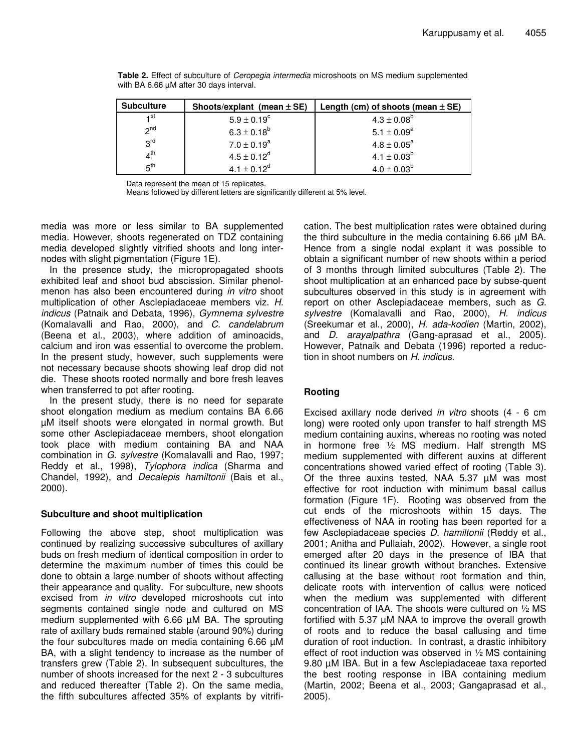**Table 2.** Effect of subculture of *Ceropegia intermedia* microshoots on MS medium supplemented with BA 6.66 µM after 30 days interval.

| Subculture | Shoots/explant (mean ± SE) | Length (cm) of shoots (mean ± SE) |
|---|---|---|
| 1st | $5.9 \pm 0.19^c$ | $4.3 \pm 0.08^b$ |
| 2nd | $6.3 \pm 0.18^b$ | $5.1 \pm 0.09^a$ |
| 3rd | $7.0 \pm 0.19^a$ | $4.8 \pm 0.05^a$ |
| 4th | $4.5 \pm 0.12^d$ | $4.1 \pm 0.03^b$ |
| 5th | $4.1 \pm 0.12^d$ | $4.0 \pm 0.03^b$ |

Data represent the mean of 15 replicates.
Means followed by different letters are significantly different at 5% level.

media was more or less similar to BA supplemented media. However, shoots regenerated on TDZ containing media developed slightly vitrified shoots and long internodes with slight pigmentation (Figure 1E).

In the presence study, the micropropagated shoots exhibited leaf and shoot bud abscission. Similar phenolmenon has also been encountered during *in vitro* shoot multiplication of other Asclepiadaceae members viz. *H. indicus* (Patnaik and Debata, 1996), *Gymnema sylvestre* (Komalavalli and Rao, 2000), and *C. candelabrum* (Beena et al., 2003), where addition of aminoacids, calcium and iron was essential to overcome the problem. In the present study, however, such supplements were not necessary because shoots showing leaf drop did not die. These shoots rooted normally and bore fresh leaves when transferred to pot after rooting.

In the present study, there is no need for separate shoot elongation medium as medium contains BA 6.66 µM itself shoots were elongated in normal growth. But some other Asclepiadaceae members, shoot elongation took place with medium containing BA and NAA combination in *G. sylvestre* (Komalavalli and Rao, 1997; Reddy et al., 1998), *Tylophora indica* (Sharma and Chandel, 1992), and *Decalepis hamiltonii* (Bais et al., 2000).

## Subculture and shoot multiplication

Following the above step, shoot multiplication was continued by realizing successive subcultures of axillary buds on fresh medium of identical composition in order to determine the maximum number of times this could be done to obtain a large number of shoots without affecting their appearance and quality. For subculture, new shoots excised from *in vitro* developed microshoots cut into segments contained single node and cultured on MS medium supplemented with 6.66 µM BA. The sprouting rate of axillary buds remained stable (around 90%) during the four subcultures made on media containing 6.66 µM BA, with a slight tendency to increase as the number of transfers grew (Table 2). In subsequent subcultures, the number of shoots increased for the next 2 - 3 subcultures and reduced thereafter (Table 2). On the same media, the fifth subcultures affected 35% of explants by vitrification. The best multiplication rates were obtained during the third subculture in the media containing 6.66 µM BA. Hence from a single nodal explant it was possible to obtain a significant number of new shoots within a period of 3 months through limited subcultures (Table 2). The shoot multiplication at an enhanced pace by subse-quent subcultures observed in this study is in agreement with report on other Asclepiadaceae members, such as *G. sylvestre* (Komalavalli and Rao, 2000), *H. indicus* (Sreekumar et al., 2000), *H. ada-kodien* (Martin, 2002), and *D. arayalpathra* (Gang-aprasad et al., 2005). However, Patnaik and Debata (1996) reported a reduction in shoot numbers on *H. indicus*.

## Rooting

Excised axillary node derived *in vitro* shoots (4 - 6 cm long) were rooted only upon transfer to half strength MS medium containing auxins, whereas no rooting was noted in hormone free ½ MS medium. Half strength MS medium supplemented with different auxins at different concentrations showed varied effect of rooting (Table 3). Of the three auxins tested, NAA 5.37 µM was most effective for root induction with minimum basal callus formation (Figure 1F). Rooting was observed from the cut ends of the microshoots within 15 days. The effectiveness of NAA in rooting has been reported for a few Asclepiadaceae species *D. hamiltonii* (Reddy et al., 2001; Anitha and Pullaiah, 2002). However, a single root emerged after 20 days in the presence of IBA that continued its linear growth without branches. Extensive callusing at the base without root formation and thin, delicate roots with intervention of callus were noticed when the medium was supplemented with different concentration of IAA. The shoots were cultured on ½ MS fortified with 5.37 µM NAA to improve the overall growth of roots and to reduce the basal callusing and time duration of root induction. In contrast, a drastic inhibitory effect of root induction was observed in ½ MS containing 9.80 µM IBA. But in a few Asclepiadaceae taxa reported the best rooting response in IBA containing medium (Martin, 2002; Beena et al., 2003; Gangaprasad et al., 2005).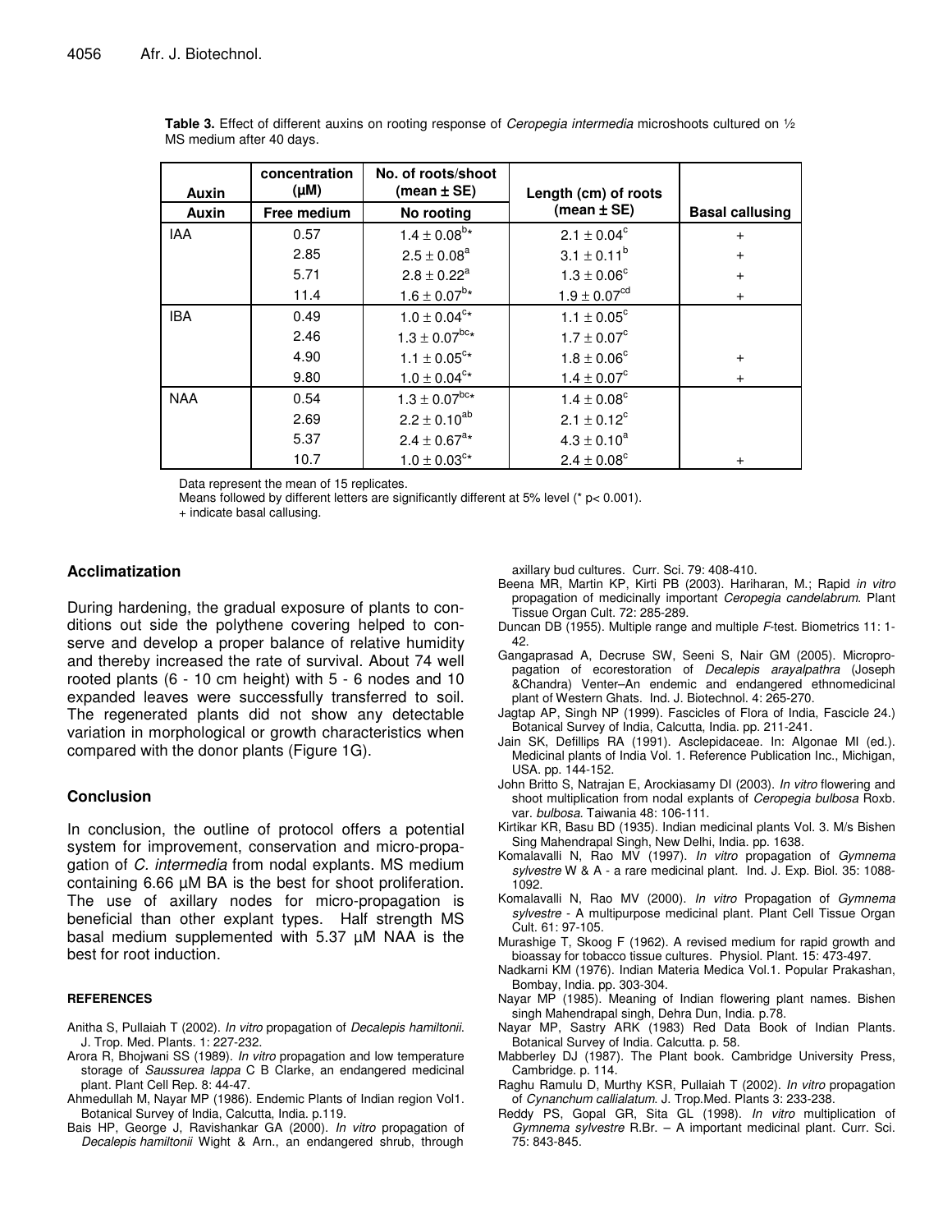**Table 3.** Effect of different auxins on rooting response of *Ceropegia intermedia* microshoots cultured on ½ MS medium after 40 days.

| Auxin | concentration (μM) | No. of roots/shoot (mean ± SE) | Length (cm) of roots (mean ± SE) | Basal callusing |
|---|---|---|---|---|
| Auxin | Free medium | No rooting | | |
| IAA | 0.57 | $1.4 \pm 0.08^{b*}$ | $2.1 \pm 0.04^{c}$ | + |
| | 2.85 | $2.5 \pm 0.08^{a}$ | $3.1 \pm 0.11^{b}$ | + |
| | 5.71 | $2.8 \pm 0.22^{a}$ | $1.3 \pm 0.06^{c}$ | + |
| | 11.4 | $1.6 \pm 0.07^{b*}$ | $1.9 \pm 0.07^{cd}$ | + |
| IBA | 0.49 | $1.0 \pm 0.04^{c*}$ | $1.1 \pm 0.05^{c}$ | |
| | 2.46 | $1.3 \pm 0.07^{bc*}$ | $1.7 \pm 0.07^{c}$ | |
| | 4.90 | $1.1 \pm 0.05^{c*}$ | $1.8 \pm 0.06^{c}$ | + |
| | 9.80 | $1.0 \pm 0.04^{c*}$ | $1.4 \pm 0.07^{c}$ | + |
| NAA | 0.54 | $1.3 \pm 0.07^{bc*}$ | $1.4 \pm 0.08^{c}$ | |
| | 2.69 | $2.2 \pm 0.10^{ab}$ | $2.1 \pm 0.12^{c}$ | |
| | 5.37 | $2.4 \pm 0.67^{a*}$ | $4.3 \pm 0.10^{a}$ | |
| | 10.7 | $1.0 \pm 0.03^{c*}$ | $2.4 \pm 0.08^{c}$ | + |

Data represent the mean of 15 replicates.

Means followed by different letters are significantly different at 5% level (* $p < 0.001$).

+ indicate basal callusing.

## Acclimatization

During hardening, the gradual exposure of plants to conditions out side the polythene covering helped to conserve and develop a proper balance of relative humidity and thereby increased the rate of survival. About 74 well rooted plants (6 - 10 cm height) with 5 - 6 nodes and 10 expanded leaves were successfully transferred to soil. The regenerated plants did not show any detectable variation in morphological or growth characteristics when compared with the donor plants (Figure 1G).

## Conclusion

In conclusion, the outline of protocol offers a potential system for improvement, conservation and micro-propagation of *C. intermedia* from nodal explants. MS medium containing 6.66 μM BA is the best for shoot proliferation. The use of axillary nodes for micro-propagation is beneficial than other explant types. Half strength MS basal medium supplemented with 5.37 μM NAA is the best for root induction.

### REFERENCES

Anitha S, Pullaiah T (2002). *In vitro* propagation of *Decalepis hamiltonii*. J. Trop. Med. Plants. 1: 227-232.

Arora R, Bhojwani SS (1989). *In vitro* propagation and low temperature storage of *Saussurea lappa* C B Clarke, an endangered medicinal plant. Plant Cell Rep. 8: 44-47.

Ahmedullah M, Nayar MP (1986). Endemic Plants of Indian region Vol1. Botanical Survey of India, Calcutta, India. p.119.

Bais HP, George J, Ravishankar GA (2000). *In vitro* propagation of *Decalepis hamiltonii* Wight & Arn., an endangered shrub, through axillary bud cultures. Curr. Sci. 79: 408-410.

Beena MR, Martin KP, Kirti PB (2003). Hariharan, M.; Rapid *in vitro* propagation of medicinally important *Ceropegia candelabrum*. Plant Tissue Organ Cult. 72: 285-289.

Duncan DB (1955). Multiple range and multiple *F*-test. Biometrics 11: 1-42.

Gangaprasad A, Decruse SW, Seeni S, Nair GM (2005). Micropropagation of ecorestoration of *Decalepis arayalpathra* (Joseph &Chandra) Venter–An endemic and endangered ethnomedicinal plant of Western Ghats. Ind. J. Biotechnol. 4: 265-270.

Jagtap AP, Singh NP (1999). Fascicles of Flora of India, Fascicle 24.) Botanical Survey of India, Calcutta, India. pp. 211-241.

Jain SK, Defillips RA (1991). Asclepidaceae. In: Algonae MI (ed.). Medicinal plants of India Vol. 1. Reference Publication Inc., Michigan, USA. pp. 144-152.

John Britto S, Natrajan E, Arockiasamy DI (2003). *In vitro* flowering and shoot multiplication from nodal explants of *Ceropegia bulbosa* Roxb. var. *bulbosa*. Taiwania 48: 106-111.

Kirtikar KR, Basu BD (1935). Indian medicinal plants Vol. 3. M/s Bishen Sing Mahendrapal Singh, New Delhi, India. pp. 1638.

Komalavalli N, Rao MV (1997). *In vitro* propagation of *Gymnema sylvestre* W & A - a rare medicinal plant. Ind. J. Exp. Biol. 35: 1088-1092.

Komalavalli N, Rao MV (2000). *In vitro* Propagation of *Gymnema sylvestre* - A multipurpose medicinal plant. Plant Cell Tissue Organ Cult. 61: 97-105.

Murashige T, Skoog F (1962). A revised medium for rapid growth and bioassay for tobacco tissue cultures. Physiol. Plant. 15: 473-497.

Nadkarni KM (1976). Indian Materia Medica Vol.1. Popular Prakashan, Bombay, India. pp. 303-304.

Nayar MP (1985). Meaning of Indian flowering plant names. Bishen singh Mahendrapal singh, Dehra Dun, India. p.78.

Nayar MP, Sastry ARK (1983) Red Data Book of Indian Plants. Botanical Survey of India. Calcutta. p. 58.

Mabberley DJ (1987). The Plant book. Cambridge University Press, Cambridge. p. 114.

Raghu Ramulu D, Murthy KSR, Pullaiah T (2002). *In vitro* propagation of *Cynanchum callialatum*. J. Trop.Med. Plants 3: 233-238.

Reddy PS, Gopal GR, Sita GL (1998). *In vitro* multiplication of *Gymnema sylvestre* R.Br. – A important medicinal plant. Curr. Sci. 75: 843-845.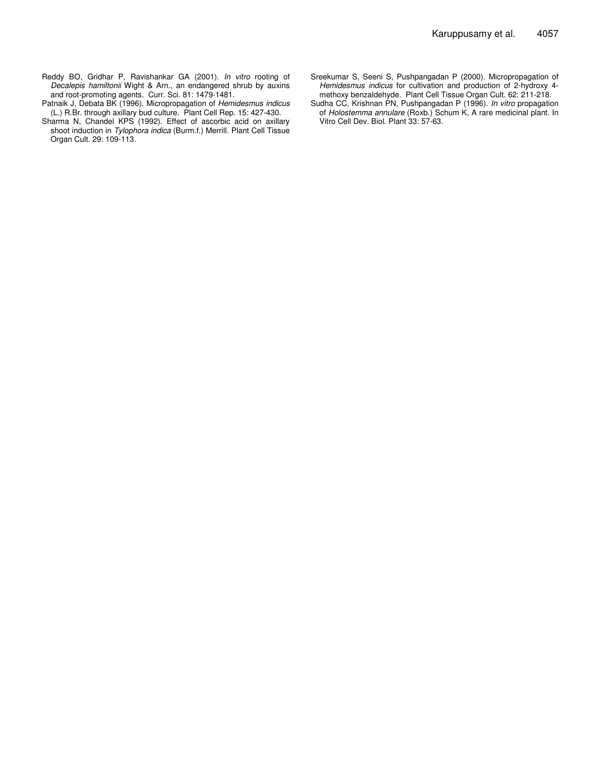Reddy BO, Gridhar P, Ravishankar GA (2001). *In vitro* rooting of *Decalepis hamiltonii* Wight & Arn., an endangered shrub by auxins and root-promoting agents. Curr. Sci. 81: 1479-1481.

Patnaik J, Debata BK (1996). Micropropagation of *Hemidesmus indicus* (L.) R.Br. through axillary bud culture. Plant Cell Rep. 15: 427-430.

Sharma N, Chandel KPS (1992). Effect of ascorbic acid on axillary shoot induction in *Tylophora indica* (Burm.f.) Merrill. Plant Cell Tissue Organ Cult. 29: 109-113.

Sreekumar S, Seeni S, Pushpangadan P (2000). Micropropagation of *Hemidesmus indicus* for cultivation and production of 2-hydroxy 4-methoxy benzaldehyde. Plant Cell Tissue Organ Cult. 62: 211-218.

Sudha CC, Krishnan PN, Pushpangadan P (1996). *In vitro* propagation of *Holostemma annulare* (Roxb.) Schum K, A rare medicinal plant. In Vitro Cell Dev. Biol. Plant 33: 57-63.